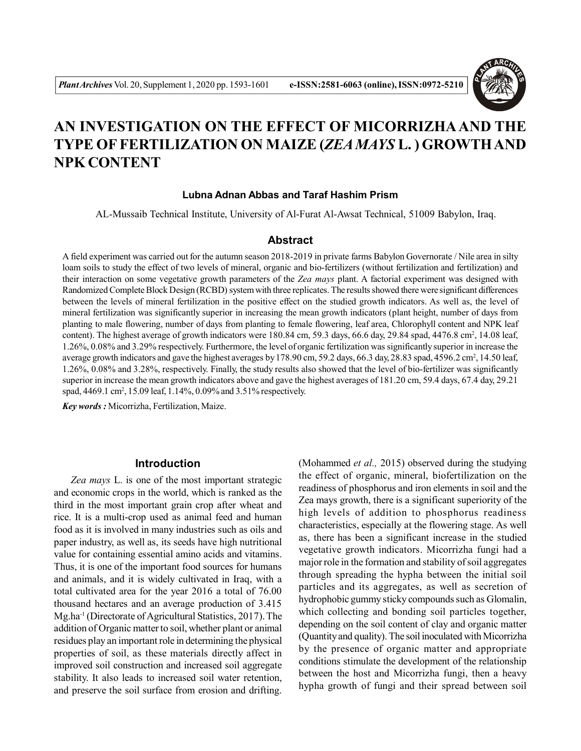# AN INVESTIGATION ON THE EFFECT OF MICORRIZHA AND THE TYPE OF FERTILIZATION ON MAIZE (*ZEA MAYS* L. ) GROWTH AND NPK CONTENT

**Lubna Adnan Abbas and Taraf Hashim Prism**

AL-Mussaib Technical Institute, University of Al-Furat Al-Awsat Technical, 51009 Babylon, Iraq.

## Abstract

A field experiment was carried out for the autumn season 2018-2019 in private farms Babylon Governorate / Nile area in silty loam soils to study the effect of two levels of mineral, organic and bio-fertilizers (without fertilization and fertilization) and their interaction on some vegetative growth parameters of the *Zea mays* plant. A factorial experiment was designed with Randomized Complete Block Design (RCBD) system with three replicates. The results showed there were significant differences between the levels of mineral fertilization in the positive effect on the studied growth indicators. As well as, the level of mineral fertilization was significantly superior in increasing the mean growth indicators (plant height, number of days from planting to male flowering, number of days from planting to female flowering, leaf area, Chlorophyll content and NPK leaf content). The highest average of growth indicators were 180.84 cm, 59.3 days, 66.6 day, 29.84 spad, 4476.8 $cm^2$, 14.08 leaf, 1.26%, 0.08% and 3.29% respectively. Furthermore, the level of organic fertilization was significantly superior in increase the average growth indicators and gave the highest averages by 178.90 cm, 59.2 days, 66.3 day, 28.83 spad, 4596.2 $cm^2$, 14.50 leaf, 1.26%, 0.08% and 3.28%, respectively. Finally, the study results also showed that the level of bio-fertilizer was significantly superior in increase the mean growth indicators above and gave the highest averages of 181.20 cm, 59.4 days, 67.4 day, 29.21 spad, 4469.1 $cm^2$, 15.09 leaf, 1.14%, 0.09% and 3.51% respectively.

***Key words :*** Micorrizha, Fertilization, Maize.

## Introduction

*Zea mays* L. is one of the most important strategic and economic crops in the world, which is ranked as the third in the most important grain crop after wheat and rice. It is a multi-crop used as animal feed and human food as it is involved in many industries such as oils and paper industry, as well as, its seeds have high nutritional value for containing essential amino acids and vitamins. Thus, it is one of the important food sources for humans and animals, and it is widely cultivated in Iraq, with a total cultivated area for the year 2016 a total of 76.00 thousand hectares and an average production of 3.415 $Mg.ha^{-1}$ (Directorate of Agricultural Statistics, 2017). The addition of Organic matter to soil, whether plant or animal residues play an important role in determining the physical properties of soil, as these materials directly affect in improved soil construction and increased soil aggregate stability. It also leads to increased soil water retention, and preserve the soil surface from erosion and drifting. (Mohammed *et al.,* 2015) observed during the studying the effect of organic, mineral, biofertilization on the readiness of phosphorus and iron elements in soil and the Zea mays growth, there is a significant superiority of the high levels of addition to phosphorus readiness characteristics, especially at the flowering stage. As well as, there has been a significant increase in the studied vegetative growth indicators. Micorrizha fungi had a major role in the formation and stability of soil aggregates through spreading the hypha between the initial soil particles and its aggregates, as well as secretion of hydrophobic gummy sticky compounds such as Glomalin, which collecting and bonding soil particles together, depending on the soil content of clay and organic matter (Quantity and quality). The soil inoculated with Micorrizha by the presence of organic matter and appropriate conditions stimulate the development of the relationship between the host and Micorrizha fungi, then a heavy hypha growth of fungi and their spread between soil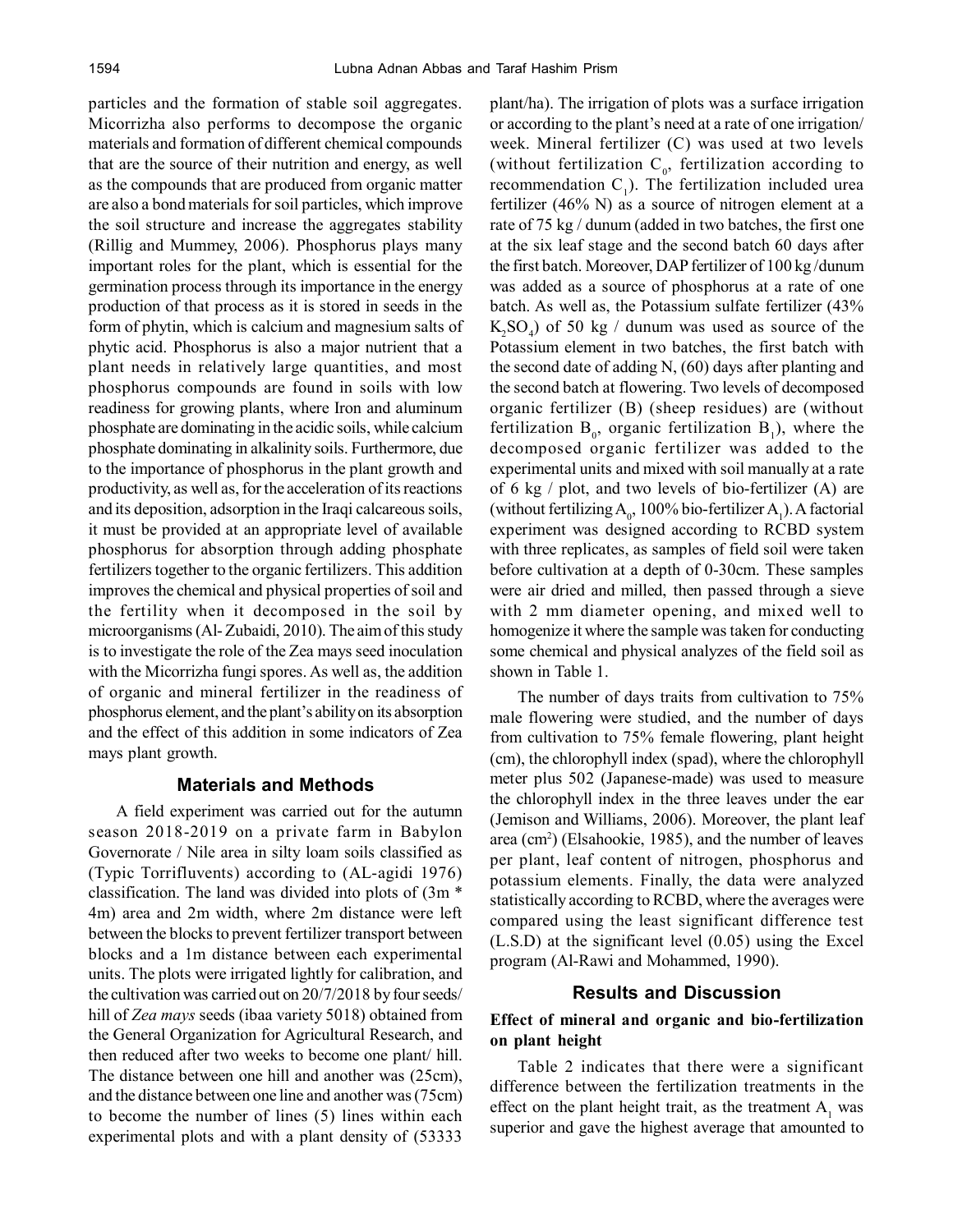particles and the formation of stable soil aggregates. Micorrizha also performs to decompose the organic materials and formation of different chemical compounds that are the source of their nutrition and energy, as well as the compounds that are produced from organic matter are also a bond materials for soil particles, which improve the soil structure and increase the aggregates stability (Rillig and Mummey, 2006). Phosphorus plays many important roles for the plant, which is essential for the germination process through its importance in the energy production of that process as it is stored in seeds in the form of phytin, which is calcium and magnesium salts of phytic acid. Phosphorus is also a major nutrient that a plant needs in relatively large quantities, and most phosphorus compounds are found in soils with low readiness for growing plants, where Iron and aluminum phosphate are dominating in the acidic soils, while calcium phosphate dominating in alkalinity soils. Furthermore, due to the importance of phosphorus in the plant growth and productivity, as well as, for the acceleration of its reactions and its deposition, adsorption in the Iraqi calcareous soils, it must be provided at an appropriate level of available phosphorus for absorption through adding phosphate fertilizers together to the organic fertilizers. This addition improves the chemical and physical properties of soil and the fertility when it decomposed in the soil by microorganisms (Al- Zubaidi, 2010). The aim of this study is to investigate the role of the Zea mays seed inoculation with the Micorrizha fungi spores. As well as, the addition of organic and mineral fertilizer in the readiness of phosphorus element, and the plant's ability on its absorption and the effect of this addition in some indicators of Zea mays plant growth.

## Materials and Methods

A field experiment was carried out for the autumn season 2018-2019 on a private farm in Babylon Governorate / Nile area in silty loam soils classified as (Typic Torrifluvents) according to (AL-agidi 1976) classification. The land was divided into plots of (3m * 4m) area and 2m width, where 2m distance were left between the blocks to prevent fertilizer transport between blocks and a 1m distance between each experimental units. The plots were irrigated lightly for calibration, and the cultivation was carried out on 20/7/2018 by four seeds/ hill of *Zea mays* seeds (ibaa variety 5018) obtained from the General Organization for Agricultural Research, and then reduced after two weeks to become one plant/ hill. The distance between one hill and another was (25cm), and the distance between one line and another was (75cm) to become the number of lines (5) lines within each experimental plots and with a plant density of (53333 plant/ha). The irrigation of plots was a surface irrigation or according to the plant's need at a rate of one irrigation/ week. Mineral fertilizer (C) was used at two levels (without fertilization $C_0$, fertilization according to recommendation $C_1$). The fertilization included urea fertilizer (46% N) as a source of nitrogen element at a rate of 75 kg / dunum (added in two batches, the first one at the six leaf stage and the second batch 60 days after the first batch. Moreover, DAP fertilizer of 100 kg /dunum was added as a source of phosphorus at a rate of one batch. As well as, the Potassium sulfate fertilizer (43% $K_2SO_4$) of 50 kg / dunum was used as source of the Potassium element in two batches, the first batch with the second date of adding N, (60) days after planting and the second batch at flowering. Two levels of decomposed organic fertilizer (B) (sheep residues) are (without fertilization $B_0$, organic fertilization $B_1$), where the decomposed organic fertilizer was added to the experimental units and mixed with soil manually at a rate of 6 kg / plot, and two levels of bio-fertilizer (A) are (without fertilizing $A_0$, 100% bio-fertilizer $A_1$). A factorial experiment was designed according to RCBD system with three replicates, as samples of field soil were taken before cultivation at a depth of 0-30cm. These samples were air dried and milled, then passed through a sieve with 2 mm diameter opening, and mixed well to homogenize it where the sample was taken for conducting some chemical and physical analyzes of the field soil as shown in Table 1.

The number of days traits from cultivation to 75% male flowering were studied, and the number of days from cultivation to 75% female flowering, plant height (cm), the chlorophyll index (spad), where the chlorophyll meter plus 502 (Japanese-made) was used to measure the chlorophyll index in the three leaves under the ear (Jemison and Williams, 2006). Moreover, the plant leaf area ($cm^2$) (Elsahookie, 1985), and the number of leaves per plant, leaf content of nitrogen, phosphorus and potassium elements. Finally, the data were analyzed statistically according to RCBD, where the averages were compared using the least significant difference test (L.S.D) at the significant level (0.05) using the Excel program (Al-Rawi and Mohammed, 1990).

## Results and Discussion

### Effect of mineral and organic and bio-fertilization on plant height

Table 2 indicates that there were a significant difference between the fertilization treatments in the effect on the plant height trait, as the treatment $A_1$ was superior and gave the highest average that amounted to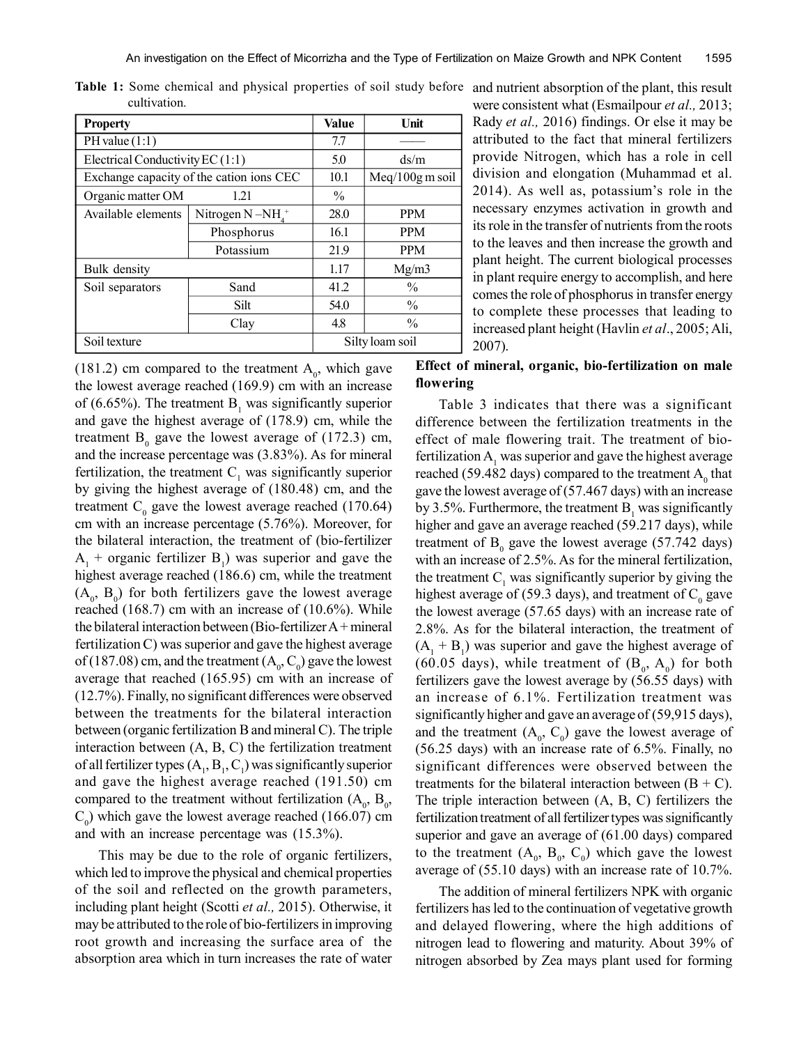**Table 1:** Some chemical and physical properties of soil study before cultivation.

| Property | | Value | Unit |
|---|---|---|---|
| PH value (1:1) | | 7.7 | —— |
| Electrical Conductivity EC (1:1) | | 5.0 | ds/m |
| Exchange capacity of the cation ions CEC | | 10.1 | Meq/100g m soil |
| Organic matter OM | 1.21 | % | |
| Available elements | Nitrogen N –$NH_4^+$ | 28.0 | PPM |
| | Phosphorus | 16.1 | PPM |
| | Potassium | 21.9 | PPM |
| Bulk density | | 1.17 | Mg/m3 |
| Soil separators | Sand | 41.2 | % |
| | Silt | 54.0 | % |
| | Clay | 4.8 | % |
| Soil texture | | Silty loam soil | |

(181.2) cm compared to the treatment $A_0$, which gave the lowest average reached (169.9) cm with an increase of (6.65%). The treatment $B_1$ was significantly superior and gave the highest average of (178.9) cm, while the treatment $B_0$ gave the lowest average of (172.3) cm, and the increase percentage was (3.83%). As for mineral fertilization, the treatment $C_1$ was significantly superior by giving the highest average of (180.48) cm, and the treatment $C_0$ gave the lowest average reached (170.64) cm with an increase percentage (5.76%). Moreover, for the bilateral interaction, the treatment of (bio-fertilizer $A_1$ + organic fertilizer $B_1$) was superior and gave the highest average reached (186.6) cm, while the treatment ($A_0$, $B_0$) for both fertilizers gave the lowest average reached (168.7) cm with an increase of (10.6%). While the bilateral interaction between (Bio-fertilizer A + mineral fertilization C) was superior and gave the highest average of (187.08) cm, and the treatment ($A_0$, $C_0$) gave the lowest average that reached (165.95) cm with an increase of (12.7%). Finally, no significant differences were observed between the treatments for the bilateral interaction between (organic fertilization B and mineral C). The triple interaction between (A, B, C) the fertilization treatment of all fertilizer types ($A_1$, $B_1$, $C_1$) was significantly superior and gave the highest average reached (191.50) cm compared to the treatment without fertilization ($A_0$, $B_0$, $C_0$) which gave the lowest average reached (166.07) cm and with an increase percentage was (15.3%).

This may be due to the role of organic fertilizers, which led to improve the physical and chemical properties of the soil and reflected on the growth parameters, including plant height (Scotti *et al.,* 2015). Otherwise, it may be attributed to the role of bio-fertilizers in improving root growth and increasing the surface area of the absorption area which in turn increases the rate of water and nutrient absorption of the plant, this result were consistent what (Esmailpour *et al.,* 2013; Rady *et al.,* 2016) findings. Or else it may be attributed to the fact that mineral fertilizers provide Nitrogen, which has a role in cell division and elongation (Muhammad et al. 2014). As well as, potassium's role in the necessary enzymes activation in growth and its role in the transfer of nutrients from the roots to the leaves and then increase the growth and plant height. The current biological processes in plant require energy to accomplish, and here comes the role of phosphorus in transfer energy to complete these processes that leading to increased plant height (Havlin *et al*., 2005; Ali, 2007).

## Effect of mineral, organic, bio-fertilization on male flowering

Table 3 indicates that there was a significant difference between the fertilization treatments in the effect of male flowering trait. The treatment of bio-fertilization $A_1$ was superior and gave the highest average reached (59.482 days) compared to the treatment $A_0$ that gave the lowest average of (57.467 days) with an increase by 3.5%. Furthermore, the treatment $B_1$ was significantly higher and gave an average reached (59.217 days), while treatment of $B_0$ gave the lowest average (57.742 days) with an increase of 2.5%. As for the mineral fertilization, the treatment $C_1$ was significantly superior by giving the highest average of (59.3 days), and treatment of $C_0$ gave the lowest average (57.65 days) with an increase rate of 2.8%. As for the bilateral interaction, the treatment of ($A_1$ + $B_1$) was superior and gave the highest average of (60.05 days), while treatment of ($B_0$, $A_0$) for both fertilizers gave the lowest average by (56.55 days) with an increase of 6.1%. Fertilization treatment was significantly higher and gave an average of (59,915 days), and the treatment ($A_0$, $C_0$) gave the lowest average of (56.25 days) with an increase rate of 6.5%. Finally, no significant differences were observed between the treatments for the bilateral interaction between (B + C). The triple interaction between (A, B, C) fertilizers the fertilization treatment of all fertilizer types was significantly superior and gave an average of (61.00 days) compared to the treatment ($A_0$, $B_0$, $C_0$) which gave the lowest average of (55.10 days) with an increase rate of 10.7%.

The addition of mineral fertilizers NPK with organic fertilizers has led to the continuation of vegetative growth and delayed flowering, where the high additions of nitrogen lead to flowering and maturity. About 39% of nitrogen absorbed by Zea mays plant used for forming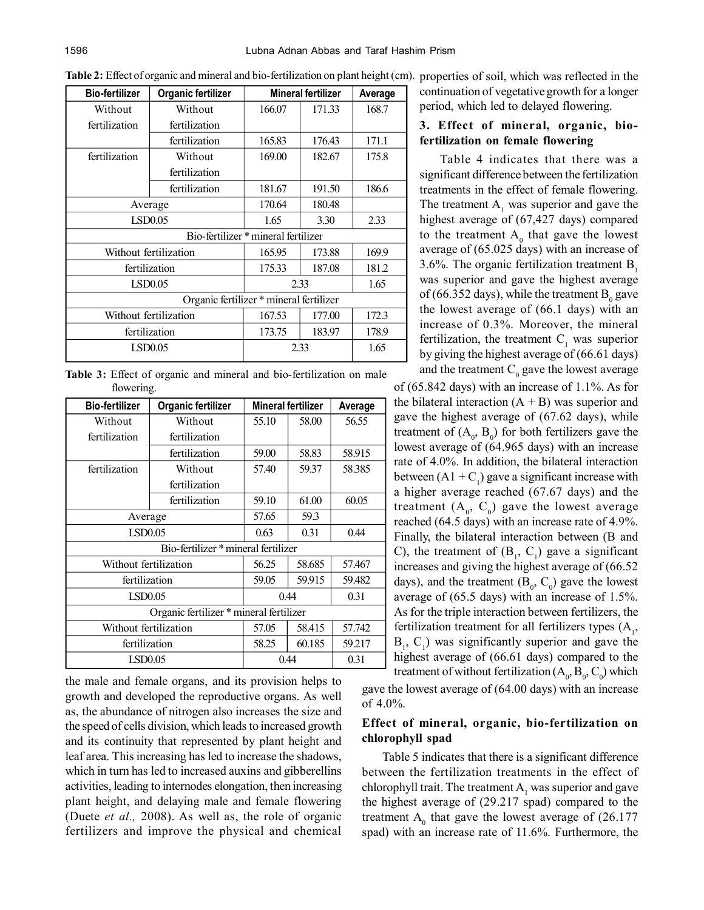**Table 2:** Effect of organic and mineral and bio-fertilization on plant height (cm).

| Bio-fertilizer | Organic fertilizer | Mineral fertilizer | | Average |
|---|---|---|---|---|
| Without fertilization | Without fertilization | 166.07 | 171.33 | 168.7 |
| | fertilization | 165.83 | 176.43 | 171.1 |
| fertilization | Without fertilization | 169.00 | 182.67 | 175.8 |
| | fertilization | 181.67 | 191.50 | 186.6 |
| Average | | 170.64 | 180.48 | |
| LSD0.05 | | 1.65 | 3.30 | 2.33 |
| Bio-fertilizer * mineral fertilizer | | | | |
| Without fertilization | | 165.95 | 173.88 | 169.9 |
| fertilization | | 175.33 | 187.08 | 181.2 |
| LSD0.05 | | 2.33 | | 1.65 |
| Organic fertilizer * mineral fertilizer | | | | |
| Without fertilization | | 167.53 | 177.00 | 172.3 |
| fertilization | | 173.75 | 183.97 | 178.9 |
| LSD0.05 | | 2.33 | | 1.65 |

**Table 3:** Effect of organic and mineral and bio-fertilization on male flowering.

| Bio-fertilizer | Organic fertilizer | Mineral fertilizer | | Average |
|---|---|---|---|---|
| Without fertilization | Without fertilization | 55.10 | 58.00 | 56.55 |
| | fertilization | 59.00 | 58.83 | 58.915 |
| fertilization | Without fertilization | 57.40 | 59.37 | 58.385 |
| | fertilization | 59.10 | 61.00 | 60.05 |
| Average | | 57.65 | 59.3 | |
| LSD0.05 | | 0.63 | 0.31 | 0.44 |
| Bio-fertilizer * mineral fertilizer | | | | |
| Without fertilization | | 56.25 | 58.685 | 57.467 |
| fertilization | | 59.05 | 59.915 | 59.482 |
| LSD0.05 | | 0.44 | | 0.31 |
| Organic fertilizer * mineral fertilizer | | | | |
| Without fertilization | | 57.05 | 58.415 | 57.742 |
| fertilization | | 58.25 | 60.185 | 59.217 |
| LSD0.05 | | 0.44 | | 0.31 |

the male and female organs, and its provision helps to growth and developed the reproductive organs. As well as, the abundance of nitrogen also increases the size and the speed of cells division, which leads to increased growth and its continuity that represented by plant height and leaf area. This increasing has led to increase the shadows, which in turn has led to increased auxins and gibberellins activities, leading to internodes elongation, then increasing plant height, and delaying male and female flowering (Duete *et al.,* 2008). As well as, the role of organic fertilizers and improve the physical and chemical properties of soil, which was reflected in the continuation of vegetative growth for a longer period, which led to delayed flowering.

### 3. Effect of mineral, organic, bio-fertilization on female flowering

Table 4 indicates that there was a significant difference between the fertilization treatments in the effect of female flowering. The treatment $A_1$ was superior and gave the highest average of (67,427 days) compared to the treatment $A_0$ that gave the lowest average of (65.025 days) with an increase of 3.6%. The organic fertilization treatment $B_1$ was superior and gave the highest average of (66.352 days), while the treatment $B_0$ gave the lowest average of (66.1 days) with an increase of 0.3%. Moreover, the mineral fertilization, the treatment $C_1$ was superior by giving the highest average of (66.61 days) and the treatment $C_0$ gave the lowest average of (65.842 days) with an increase of 1.1%. As for the bilateral interaction (A + B) was superior and gave the highest average of (67.62 days), while treatment of ($A_0$, $B_0$) for both fertilizers gave the lowest average of (64.965 days) with an increase rate of 4.0%. In addition, the bilateral interaction between ($A1 + C_1$) gave a significant increase with a higher average reached (67.67 days) and the treatment ($A_0$, $C_0$) gave the lowest average reached (64.5 days) with an increase rate of 4.9%. Finally, the bilateral interaction between (B and C), the treatment of ($B_1$, $C_1$) gave a significant increases and giving the highest average of (66.52 days), and the treatment ($B_0$, $C_0$) gave the lowest average of (65.5 days) with an increase of 1.5%. As for the triple interaction between fertilizers, the fertilization treatment for all fertilizers types ($A_1$, $B_1$, $C_1$) was significantly superior and gave the highest average of (66.61 days) compared to the treatment of without fertilization ($A_0$, $B_0$, $C_0$) which gave the lowest average of (64.00 days) with an increase of 4.0%.

### Effect of mineral, organic, bio-fertilization on chlorophyll spad

Table 5 indicates that there is a significant difference between the fertilization treatments in the effect of chlorophyll trait. The treatment $A_1$ was superior and gave the highest average of (29.217 spad) compared to the treatment $A_0$ that gave the lowest average of (26.177 spad) with an increase rate of 11.6%. Furthermore, the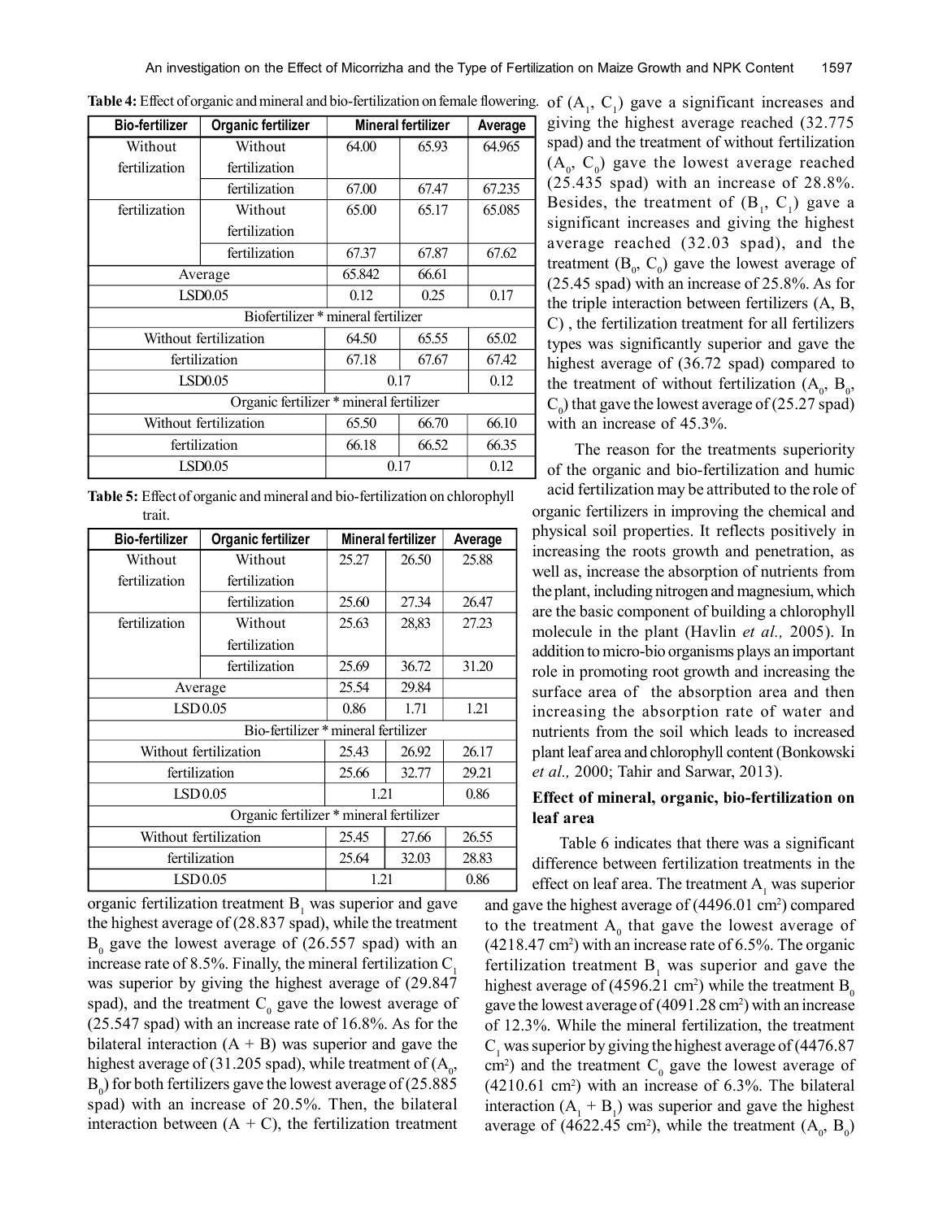**Table 4:** Effect of organic and mineral and bio-fertilization on female flowering.

| Bio-fertilizer | Organic fertilizer | Mineral fertilizer | | Average |
|---|---|---|---|---|
| Without fertilization | Without fertilization | 64.00 | 65.93 | 64.965 |
| | fertilization | 67.00 | 67.47 | 67.235 |
| fertilization | Without fertilization | 65.00 | 65.17 | 65.085 |
| | fertilization | 67.37 | 67.87 | 67.62 |
| Average | | 65.842 | 66.61 | |
| LSD0.05 | | 0.12 | 0.25 | 0.17 |
| Biofertilizer * mineral fertilizer | | | | |
| Without fertilization | | 64.50 | 65.55 | 65.02 |
| fertilization | | 67.18 | 67.67 | 67.42 |
| LSD0.05 | | 0.17 | | 0.12 |
| Organic fertilizer * mineral fertilizer | | | | |
| Without fertilization | | 65.50 | 66.70 | 66.10 |
| fertilization | | 66.18 | 66.52 | 66.35 |
| LSD0.05 | | 0.17 | | 0.12 |

**Table 5:** Effect of organic and mineral and bio-fertilization on chlorophyll trait.

| Bio-fertilizer | Organic fertilizer | Mineral fertilizer | | Average |
|---|---|---|---|---|
| Without fertilization | Without fertilization | 25.27 | 26.50 | 25.88 |
| | fertilization | 25.60 | 27.34 | 26.47 |
| fertilization | Without fertilization | 25.63 | 28,83 | 27.23 |
| | fertilization | 25.69 | 36.72 | 31.20 |
| Average | | 25.54 | 29.84 | |
| LSD 0.05 | | 0.86 | 1.71 | 1.21 |
| Bio-fertilizer * mineral fertilizer | | | | |
| Without fertilization | | 25.43 | 26.92 | 26.17 |
| fertilization | | 25.66 | 32.77 | 29.21 |
| LSD 0.05 | | 1.21 | | 0.86 |
| Organic fertilizer * mineral fertilizer | | | | |
| Without fertilization | | 25.45 | 27.66 | 26.55 |
| fertilization | | 25.64 | 32.03 | 28.83 |
| LSD 0.05 | | 1.21 | | 0.86 |

organic fertilization treatment $B_1$ was superior and gave the highest average of (28.837 spad), while the treatment $B_0$ gave the lowest average of (26.557 spad) with an increase rate of 8.5%. Finally, the mineral fertilization $C_1$ was superior by giving the highest average of (29.847 spad), and the treatment $C_0$ gave the lowest average of (25.547 spad) with an increase rate of 16.8%. As for the bilateral interaction (A + B) was superior and gave the highest average of (31.205 spad), while treatment of ($A_0$, $B_0$) for both fertilizers gave the lowest average of (25.885 spad) with an increase of 20.5%. Then, the bilateral interaction between (A + C), the fertilization treatment of ($A_1$, $C_1$) gave a significant increases and giving the highest average reached (32.775 spad) and the treatment of without fertilization ($A_0$, $C_0$) gave the lowest average reached (25.435 spad) with an increase of 28.8%. Besides, the treatment of ($B_1$, $C_1$) gave a significant increases and giving the highest average reached (32.03 spad), and the treatment ($B_0$, $C_0$) gave the lowest average of (25.45 spad) with an increase of 25.8%. As for the triple interaction between fertilizers (A, B, C) , the fertilization treatment for all fertilizers types was significantly superior and gave the highest average of (36.72 spad) compared to the treatment of without fertilization ($A_0$, $B_0$, $C_0$) that gave the lowest average of (25.27 spad) with an increase of 45.3%.

The reason for the treatments superiority of the organic and bio-fertilization and humic acid fertilization may be attributed to the role of organic fertilizers in improving the chemical and physical soil properties. It reflects positively in increasing the roots growth and penetration, as well as, increase the absorption of nutrients from the plant, including nitrogen and magnesium, which are the basic component of building a chlorophyll molecule in the plant (Havlin *et al.,* 2005). In addition to micro-bio organisms plays an important role in promoting root growth and increasing the surface area of the absorption area and then increasing the absorption rate of water and nutrients from the soil which leads to increased plant leaf area and chlorophyll content (Bonkowski *et al.,* 2000; Tahir and Sarwar, 2013).

### Effect of mineral, organic, bio-fertilization on leaf area

Table 6 indicates that there was a significant difference between fertilization treatments in the effect on leaf area. The treatment $A_1$ was superior and gave the highest average of (4496.01 $cm^2$) compared to the treatment $A_0$ that gave the lowest average of (4218.47 $cm^2$) with an increase rate of 6.5%. The organic fertilization treatment $B_1$ was superior and gave the highest average of (4596.21 $cm^2$) while the treatment $B_0$ gave the lowest average of (4091.28 $cm^2$) with an increase of 12.3%. While the mineral fertilization, the treatment $C_1$ was superior by giving the highest average of (4476.87 $cm^2$) and the treatment $C_0$ gave the lowest average of (4210.61 $cm^2$) with an increase of 6.3%. The bilateral interaction ($A_1$ + $B_1$) was superior and gave the highest average of (4622.45 $cm^2$), while the treatment ($A_0$, $B_0$)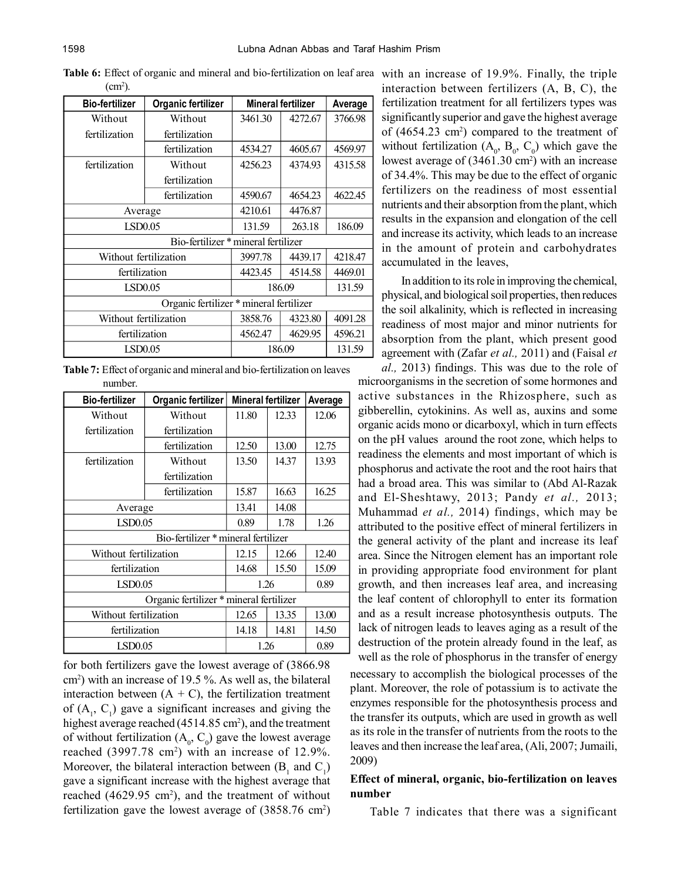**Table 6:** Effect of organic and mineral and bio-fertilization on leaf area ($cm^2$).

| Bio-fertilizer | Organic fertilizer | Mineral fertilizer | | Average |
|---|---|---|---|---|
| Without fertilization | Without fertilization | 3461.30 | 4272.67 | 3766.98 |
| | fertilization | 4534.27 | 4605.67 | 4569.97 |
| fertilization | Without fertilization | 4256.23 | 4374.93 | 4315.58 |
| | fertilization | 4590.67 | 4654.23 | 4622.45 |
| Average | | 4210.61 | 4476.87 | |
| LSD0.05 | | 131.59 | 263.18 | 186.09 |
| Bio-fertilizer * mineral fertilizer | | | | |
| Without fertilization | | 3997.78 | 4439.17 | 4218.47 |
| fertilization | | 4423.45 | 4514.58 | 4469.01 |
| LSD0.05 | | 186.09 | | 131.59 |
| Organic fertilizer * mineral fertilizer | | | | |
| Without fertilization | | 3858.76 | 4323.80 | 4091.28 |
| fertilization | | 4562.47 | 4629.95 | 4596.21 |
| LSD0.05 | | 186.09 | | 131.59 |

**Table 7:** Effect of organic and mineral and bio-fertilization on leaves number.

| Bio-fertilizer | Organic fertilizer | Mineral fertilizer | | Average |
|---|---|---|---|---|
| Without fertilization | Without fertilization | 11.80 | 12.33 | 12.06 |
| | fertilization | 12.50 | 13.00 | 12.75 |
| fertilization | Without fertilization | 13.50 | 14.37 | 13.93 |
| | fertilization | 15.87 | 16.63 | 16.25 |
| Average | | 13.41 | 14.08 | |
| LSD0.05 | | 0.89 | 1.78 | 1.26 |
| Bio-fertilizer * mineral fertilizer | | | | |
| Without fertilization | | 12.15 | 12.66 | 12.40 |
| fertilization | | 14.68 | 15.50 | 15.09 |
| LSD0.05 | | 1.26 | | 0.89 |
| Organic fertilizer * mineral fertilizer | | | | |
| Without fertilization | | 12.65 | 13.35 | 13.00 |
| fertilization | | 14.18 | 14.81 | 14.50 |
| LSD0.05 | | 1.26 | | 0.89 |

for both fertilizers gave the lowest average of (3866.98 $cm^2$) with an increase of 19.5 %. As well as, the bilateral interaction between (A + C), the fertilization treatment of ($A_1$, $C_1$) gave a significant increases and giving the highest average reached (4514.85 $cm^2$), and the treatment of without fertilization ($A_0$, $C_0$) gave the lowest average reached (3997.78 $cm^2$) with an increase of 12.9%. Moreover, the bilateral interaction between ($B_1$ and $C_1$) gave a significant increase with the highest average that reached (4629.95 $cm^2$), and the treatment of without fertilization gave the lowest average of (3858.76 $cm^2$) with an increase of 19.9%. Finally, the triple interaction between fertilizers (A, B, C), the fertilization treatment for all fertilizers types was significantly superior and gave the highest average of (4654.23 $cm^2$) compared to the treatment of without fertilization ($A_0$, $B_0$, $C_0$) which gave the lowest average of (3461.30 $cm^2$) with an increase of 34.4%. This may be due to the effect of organic fertilizers on the readiness of most essential nutrients and their absorption from the plant, which results in the expansion and elongation of the cell and increase its activity, which leads to an increase in the amount of protein and carbohydrates accumulated in the leaves,

In addition to its role in improving the chemical, physical, and biological soil properties, then reduces the soil alkalinity, which is reflected in increasing readiness of most major and minor nutrients for absorption from the plant, which present good agreement with (Zafar *et al.,* 2011) and (Faisal *et al.,* 2013) findings. This was due to the role of microorganisms in the secretion of some hormones and active substances in the Rhizosphere, such as gibberellin, cytokinins. As well as, auxins and some organic acids mono or dicarboxyl, which in turn effects on the pH values around the root zone, which helps to readiness the elements and most important of which is phosphorus and activate the root and the root hairs that had a broad area. This was similar to (Abd Al-Razak and El-Sheshtawy, 2013; Pandy *et al.,* 2013; Muhammad *et al.,* 2014) findings, which may be attributed to the positive effect of mineral fertilizers in the general activity of the plant and increase its leaf area. Since the Nitrogen element has an important role in providing appropriate food environment for plant growth, and then increases leaf area, and increasing the leaf content of chlorophyll to enter its formation and as a result increase photosynthesis outputs. The lack of nitrogen leads to leaves aging as a result of the destruction of the protein already found in the leaf, as well as the role of phosphorus in the transfer of energy necessary to accomplish the biological processes of the plant. Moreover, the role of potassium is to activate the enzymes responsible for the photosynthesis process and the transfer its outputs, which are used in growth as well as its role in the transfer of nutrients from the roots to the leaves and then increase the leaf area, (Ali, 2007; Jumaili, 2009)

## Effect of mineral, organic, bio-fertilization on leaves number

Table 7 indicates that there was a significant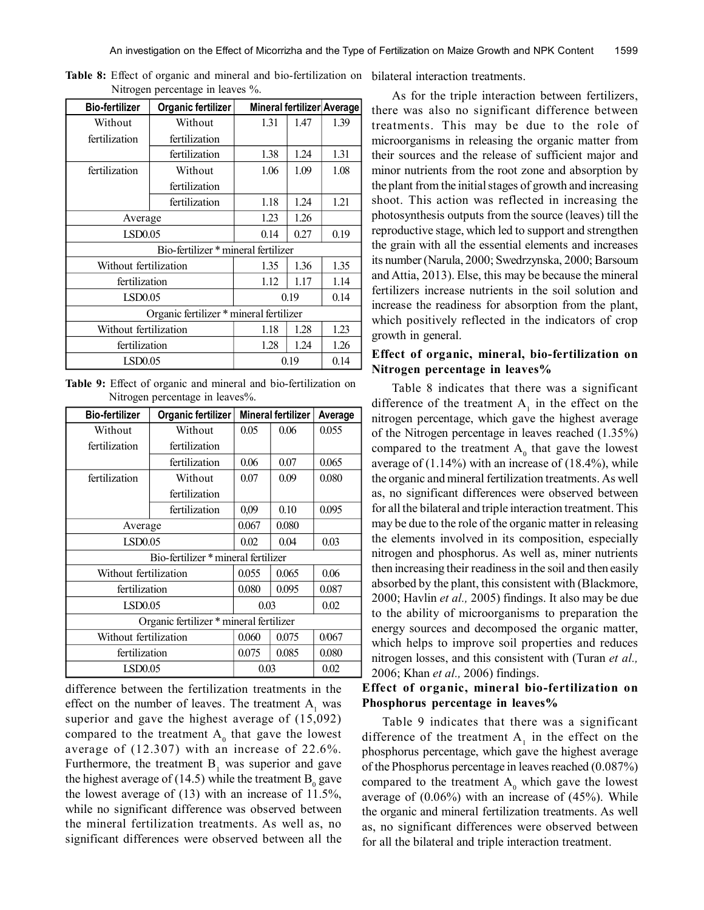**Table 8:** Effect of organic and mineral and bio-fertilization on Nitrogen percentage in leaves %.

| Bio-fertilizer | Organic fertilizer | Mineral fertilizer | | Average |
|---|---|---|---|---|
| Without fertilization | Without fertilization | 1.31 | 1.47 | 1.39 |
| | fertilization | 1.38 | 1.24 | 1.31 |
| fertilization | Without fertilization | 1.06 | 1.09 | 1.08 |
| | fertilization | 1.18 | 1.24 | 1.21 |
| Average | | 1.23 | 1.26 | |
| LSD0.05 | | 0.14 | 0.27 | 0.19 |
| Bio-fertilizer * mineral fertilizer | | | | |
| Without fertilization | | 1.35 | 1.36 | 1.35 |
| fertilization | | 1.12 | 1.17 | 1.14 |
| LSD0.05 | | 0.19 | | 0.14 |
| Organic fertilizer * mineral fertilizer | | | | |
| Without fertilization | | 1.18 | 1.28 | 1.23 |
| fertilization | | 1.28 | 1.24 | 1.26 |
| LSD0.05 | | 0.19 | | 0.14 |

**Table 9:** Effect of organic and mineral and bio-fertilization on Nitrogen percentage in leaves%.

| Bio-fertilizer | Organic fertilizer | Mineral fertilizer | | Average |
|---|---|---|---|---|
| Without fertilization | Without fertilization | 0.05 | 0.06 | 0.055 |
| | fertilization | 0.06 | 0.07 | 0.065 |
| fertilization | Without fertilization | 0.07 | 0.09 | 0.080 |
| | fertilization | 0,09 | 0.10 | 0.095 |
| Average | | 0.067 | 0.080 | |
| LSD0.05 | | 0.02 | 0.04 | 0.03 |
| Bio-fertilizer * mineral fertilizer | | | | |
| Without fertilization | | 0.055 | 0.065 | 0.06 |
| fertilization | | 0.080 | 0.095 | 0.087 |
| LSD0.05 | | 0.03 | | 0.02 |
| Organic fertilizer * mineral fertilizer | | | | |
| Without fertilization | | 0.060 | 0.075 | 0/067 |
| fertilization | | 0.075 | 0.085 | 0.080 |
| LSD0.05 | | 0.03 | | 0.02 |

difference between the fertilization treatments in the effect on the number of leaves. The treatment $A_1$ was superior and gave the highest average of (15,092) compared to the treatment $A_0$ that gave the lowest average of (12.307) with an increase of 22.6%. Furthermore, the treatment $B_1$ was superior and gave the highest average of (14.5) while the treatment $B_0$ gave the lowest average of (13) with an increase of 11.5%, while no significant difference was observed between the mineral fertilization treatments. As well as, no significant differences were observed between all the bilateral interaction treatments.

As for the triple interaction between fertilizers, there was also no significant difference between treatments. This may be due to the role of microorganisms in releasing the organic matter from their sources and the release of sufficient major and minor nutrients from the root zone and absorption by the plant from the initial stages of growth and increasing shoot. This action was reflected in increasing the photosynthesis outputs from the source (leaves) till the reproductive stage, which led to support and strengthen the grain with all the essential elements and increases its number (Narula, 2000; Swedrzynska, 2000; Barsoum and Attia, 2013). Else, this may be because the mineral fertilizers increase nutrients in the soil solution and increase the readiness for absorption from the plant, which positively reflected in the indicators of crop growth in general.

### Effect of organic, mineral, bio-fertilization on Nitrogen percentage in leaves%

Table 8 indicates that there was a significant difference of the treatment $A_1$ in the effect on the nitrogen percentage, which gave the highest average of the Nitrogen percentage in leaves reached (1.35%) compared to the treatment $A_0$ that gave the lowest average of (1.14%) with an increase of (18.4%), while the organic and mineral fertilization treatments. As well as, no significant differences were observed between for all the bilateral and triple interaction treatment. This may be due to the role of the organic matter in releasing the elements involved in its composition, especially nitrogen and phosphorus. As well as, miner nutrients then increasing their readiness in the soil and then easily absorbed by the plant, this consistent with (Blackmore, 2000; Havlin *et al.,* 2005) findings. It also may be due to the ability of microorganisms to preparation the energy sources and decomposed the organic matter, which helps to improve soil properties and reduces nitrogen losses, and this consistent with (Turan *et al.,* 2006; Khan *et al.,* 2006) findings.

### Effect of organic, mineral bio-fertilization on Phosphorus percentage in leaves%

Table 9 indicates that there was a significant difference of the treatment $A_1$ in the effect on the phosphorus percentage, which gave the highest average of the Phosphorus percentage in leaves reached (0.087%) compared to the treatment $A_0$ which gave the lowest average of (0.06%) with an increase of (45%). While the organic and mineral fertilization treatments. As well as, no significant differences were observed between for all the bilateral and triple interaction treatment.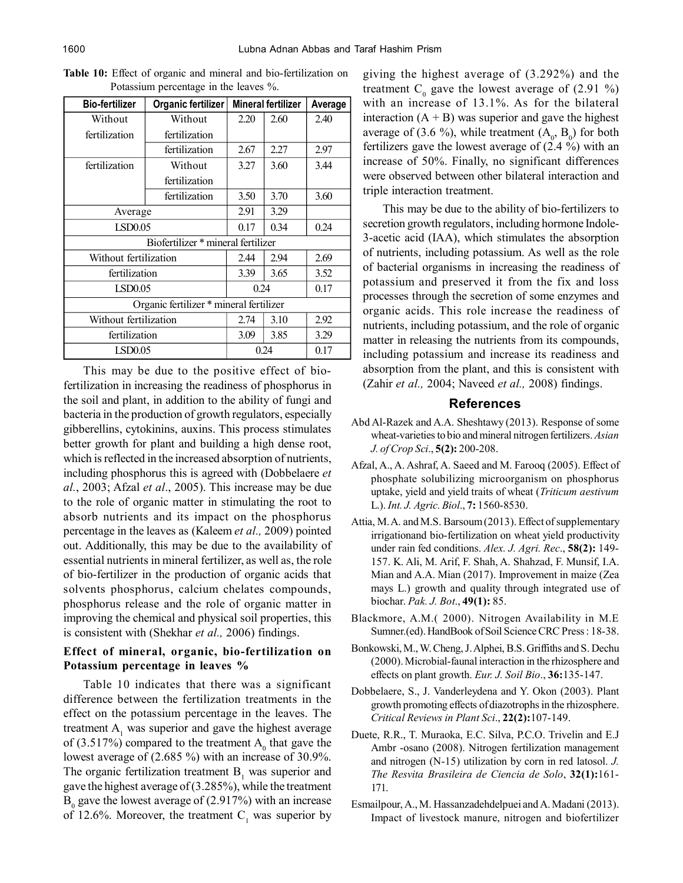**Table 10:** Effect of organic and mineral and bio-fertilization on Potassium percentage in the leaves %.

| Bio-fertilizer | Organic fertilizer | Mineral fertilizer | | Average |
|---|---|---|---|---|
| Without fertilization | Without fertilization | 2.20 | 2.60 | 2.40 |
| | fertilization | 2.67 | 2.27 | 2.97 |
| fertilization | Without fertilization | 3.27 | 3.60 | 3.44 |
| | fertilization | 3.50 | 3.70 | 3.60 |
| Average | | 2.91 | 3.29 | |
| LSD0.05 | | 0.17 | 0.34 | 0.24 |
| Biofertilizer * mineral fertilizer | | | | |
| Without fertilization | | 2.44 | 2.94 | 2.69 |
| fertilization | | 3.39 | 3.65 | 3.52 |
| LSD0.05 | | 0.24 | | 0.17 |
| Organic fertilizer * mineral fertilizer | | | | |
| Without fertilization | | 2.74 | 3.10 | 2.92 |
| fertilization | | 3.09 | 3.85 | 3.29 |
| LSD0.05 | | 0.24 | | 0.17 |

This may be due to the positive effect of bio-fertilization in increasing the readiness of phosphorus in the soil and plant, in addition to the ability of fungi and bacteria in the production of growth regulators, especially gibberellins, cytokinins, auxins. This process stimulates better growth for plant and building a high dense root, which is reflected in the increased absorption of nutrients, including phosphorus this is agreed with (Dobbelaere *et al.*, 2003; Afzal *et al*., 2005). This increase may be due to the role of organic matter in stimulating the root to absorb nutrients and its impact on the phosphorus percentage in the leaves as (Kaleem *et al.,* 2009) pointed out. Additionally, this may be due to the availability of essential nutrients in mineral fertilizer, as well as, the role of bio-fertilizer in the production of organic acids that solvents phosphorus, calcium chelates compounds, phosphorus release and the role of organic matter in improving the chemical and physical soil properties, this is consistent with (Shekhar *et al.,* 2006) findings.

### Effect of mineral, organic, bio-fertilization on Potassium percentage in leaves %

Table 10 indicates that there was a significant difference between the fertilization treatments in the effect on the potassium percentage in the leaves. The treatment $A_1$ was superior and gave the highest average of (3.517%) compared to the treatment $A_0$ that gave the lowest average of (2.685 %) with an increase of 30.9%. The organic fertilization treatment $B_1$ was superior and gave the highest average of (3.285%), while the treatment $B_0$ gave the lowest average of (2.917%) with an increase of 12.6%. Moreover, the treatment $C_1$ was superior by giving the highest average of (3.292%) and the treatment $C_0$ gave the lowest average of (2.91 %) with an increase of 13.1%. As for the bilateral interaction (A + B) was superior and gave the highest average of (3.6 %), while treatment ($A_0$, $B_0$) for both fertilizers gave the lowest average of (2.4 %) with an increase of 50%. Finally, no significant differences were observed between other bilateral interaction and triple interaction treatment.

This may be due to the ability of bio-fertilizers to secretion growth regulators, including hormone Indole-3-acetic acid (IAA), which stimulates the absorption of nutrients, including potassium. As well as the role of bacterial organisms in increasing the readiness of potassium and preserved it from the fix and loss processes through the secretion of some enzymes and organic acids. This role increase the readiness of nutrients, including potassium, and the role of organic matter in releasing the nutrients from its compounds, including potassium and increase its readiness and absorption from the plant, and this is consistent with (Zahir *et al.,* 2004; Naveed *et al.,* 2008) findings.

## References

Abd Al-Razek and A.A. Sheshtawy (2013). Response of some wheat-varieties to bio and mineral nitrogen fertilizers. *Asian J. of Crop Sci*., **5(2):** 200-208.

Afzal, A., A. Ashraf, A. Saeed and M. Farooq (2005). Effect of phosphate solubilizing microorganism on phosphorus uptake, yield and yield traits of wheat (*Triticum aestivum* L.). *Int. J. Agric. Biol*., **7:** 1560-8530.

Attia, M.A. and M.S. Barsoum (2013). Effect of supplementary irrigationand bio-fertilization on wheat yield productivity under rain fed conditions. *Alex. J. Agri. Rec*., **58(2):** 149-157. K. Ali, M. Arif, F. Shah, A. Shahzad, F. Munsif, I.A. Mian and A.A. Mian (2017). Improvement in maize (Zea mays L.) growth and quality through integrated use of biochar. *Pak. J. Bot*., **49(1):** 85.

Blackmore, A.M.( 2000). Nitrogen Availability in M.E Sumner.(ed). HandBook of Soil Science CRC Press : 18-38.

Bonkowski, M., W. Cheng, J. Alphei, B.S. Griffiths and S. Dechu (2000). Microbial-faunal interaction in the rhizosphere and effects on plant growth. *Eur. J. Soil Bio*., **36:**135-147.

Dobbelaere, S., J. Vanderleydena and Y. Okon (2003). Plant growth promoting effects of diazotrophs in the rhizosphere. *Critical Reviews in Plant Sci*., **22(2):**107-149.

Duete, R.R., T. Muraoka, E.C. Silva, P.C.O. Trivelin and E.J Ambr -osano (2008). Nitrogen fertilization management and nitrogen (N-15) utilization by corn in red latosol. *J. The Resvita Brasileira de Ciencia de Solo*, **32(1):**161-171.

Esmailpour, A., M. Hassanzadehdelpuei and A. Madani (2013). Impact of livestock manure, nitrogen and biofertilizer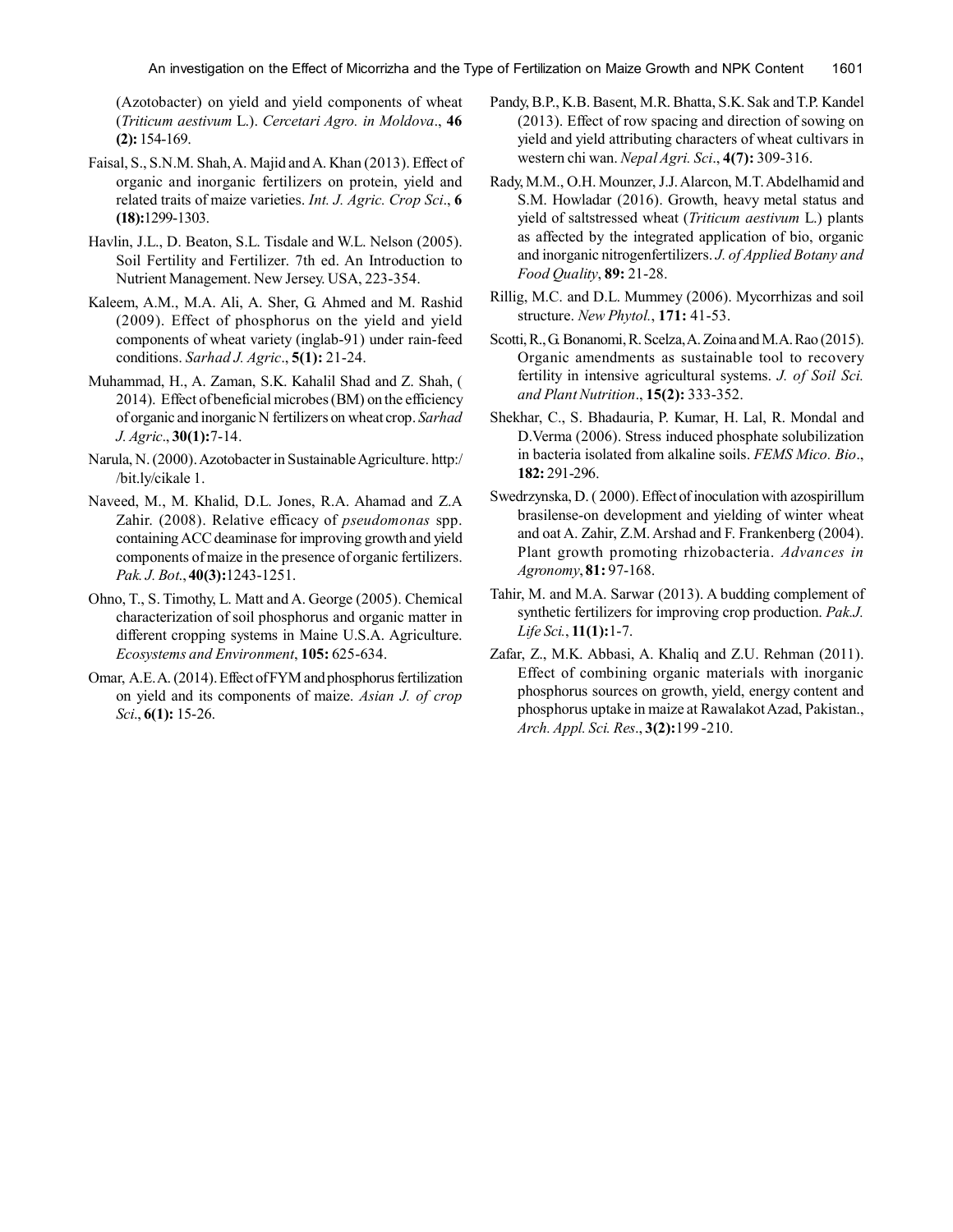(Azotobacter) on yield and yield components of wheat (*Triticum aestivum* L.). *Cercetari Agro. in Moldova*., **46 (2):** 154-169.

Faisal, S., S.N.M. Shah, A. Majid and A. Khan (2013). Effect of organic and inorganic fertilizers on protein, yield and related traits of maize varieties. *Int. J. Agric. Crop Sci*., **6 (18):**1299-1303.

Havlin, J.L., D. Beaton, S.L. Tisdale and W.L. Nelson (2005). Soil Fertility and Fertilizer. 7th ed. An Introduction to Nutrient Management. New Jersey. USA, 223-354.

Kaleem, A.M., M.A. Ali, A. Sher, G. Ahmed and M. Rashid (2009). Effect of phosphorus on the yield and yield components of wheat variety (inglab-91) under rain-feed conditions. *Sarhad J. Agric*., **5(1):** 21-24.

Muhammad, H., A. Zaman, S.K. Kahalil Shad and Z. Shah, ( 2014). Effect of beneficial microbes (BM) on the efficiency of organic and inorganic N fertilizers on wheat crop. *Sarhad J. Agric*., **30(1):**7-14.

Narula, N. (2000). Azotobacter in Sustainable Agriculture. http://bit.ly/cikale 1.

Naveed, M., M. Khalid, D.L. Jones, R.A. Ahamad and Z.A Zahir. (2008). Relative efficacy of *pseudomonas* spp. containing ACC deaminase for improving growth and yield components of maize in the presence of organic fertilizers. *Pak. J. Bot*., **40(3):**1243-1251.

Ohno, T., S. Timothy, L. Matt and A. George (2005). Chemical characterization of soil phosphorus and organic matter in different cropping systems in Maine U.S.A. Agriculture. *Ecosystems and Environment*, **105:** 625-634.

Omar, A.E.A. (2014). Effect of FYM and phosphorus fertilization on yield and its components of maize. *Asian J. of crop Sci*., **6(1):** 15-26.

Pandy, B.P., K.B. Basent, M.R. Bhatta, S.K. Sak and T.P. Kandel (2013). Effect of row spacing and direction of sowing on yield and yield attributing characters of wheat cultivars in western chi wan. *Nepal Agri. Sci*., **4(7):** 309-316.

Rady, M.M., O.H. Mounzer, J.J. Alarcon, M.T. Abdelhamid and S.M. Howladar (2016). Growth, heavy metal status and yield of saltstressed wheat (*Triticum aestivum* L.) plants as affected by the integrated application of bio, organic and inorganic nitrogenfertilizers. *J. of Applied Botany and Food Quality*, **89:** 21-28.

Rillig, M.C. and D.L. Mummey (2006). Mycorrhizas and soil structure. *New Phytol.*, **171:** 41-53.

Scotti, R., G. Bonanomi, R. Scelza, A. Zoina and M.A. Rao (2015). Organic amendments as sustainable tool to recovery fertility in intensive agricultural systems. *J. of Soil Sci. and Plant Nutrition*., **15(2):** 333-352.

Shekhar, C., S. Bhadauria, P. Kumar, H. Lal, R. Mondal and D.Verma (2006). Stress induced phosphate solubilization in bacteria isolated from alkaline soils. *FEMS Mico. Bio*., **182:** 291-296.

Swedrzynska, D. ( 2000). Effect of inoculation with azospirillum brasilense-on development and yielding of winter wheat and oat A. Zahir, Z.M. Arshad and F. Frankenberg (2004). Plant growth promoting rhizobacteria. *Advances in Agronomy*, **81:** 97-168.

Tahir, M. and M.A. Sarwar (2013). A budding complement of synthetic fertilizers for improving crop production. *Pak.J. Life Sci.*, **11(1):**1-7.

Zafar, Z., M.K. Abbasi, A. Khaliq and Z.U. Rehman (2011). Effect of combining organic materials with inorganic phosphorus sources on growth, yield, energy content and phosphorus uptake in maize at Rawalakot Azad, Pakistan., *Arch. Appl. Sci. Res*., **3(2):**199 -210.